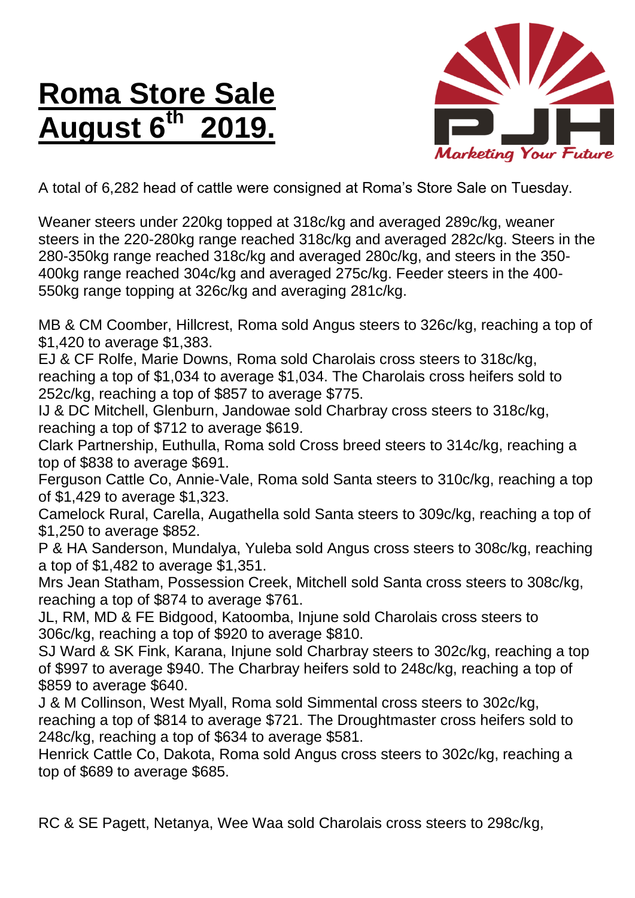# Roma Store Sale August 6th 2019.

PJH *Marketing Your Future*

A total of 6,282 head of cattle were consigned at Roma's Store Sale on Tuesday.

Weaner steers under 220kg topped at 318c/kg and averaged 289c/kg, weaner steers in the 220-280kg range reached 318c/kg and averaged 282c/kg. Steers in the 280-350kg range reached 318c/kg and averaged 280c/kg, and steers in the 350-400kg range reached 304c/kg and averaged 275c/kg. Feeder steers in the 400-550kg range topping at 326c/kg and averaging 281c/kg.

MB & CM Coomber, Hillcrest, Roma sold Angus steers to 326c/kg, reaching a top of $1,420 to average $1,383.
EJ & CF Rolfe, Marie Downs, Roma sold Charolais cross steers to 318c/kg, reaching a top of $1,034 to average $1,034. The Charolais cross heifers sold to 252c/kg, reaching a top of $857 to average $775.
IJ & DC Mitchell, Glenburn, Jandowae sold Charbray cross steers to 318c/kg, reaching a top of $712 to average $619.
Clark Partnership, Euthulla, Roma sold Cross breed steers to 314c/kg, reaching a top of $838 to average $691.
Ferguson Cattle Co, Annie-Vale, Roma sold Santa steers to 310c/kg, reaching a top of $1,429 to average $1,323.
Camelock Rural, Carella, Augathella sold Santa steers to 309c/kg, reaching a top of $1,250 to average $852.
P & HA Sanderson, Mundalya, Yuleba sold Angus cross steers to 308c/kg, reaching a top of $1,482 to average $1,351.
Mrs Jean Statham, Possession Creek, Mitchell sold Santa cross steers to 308c/kg, reaching a top of $874 to average $761.
JL, RM, MD & FE Bidgood, Katoomba, Injune sold Charolais cross steers to 306c/kg, reaching a top of $920 to average $810.
SJ Ward & SK Fink, Karana, Injune sold Charbray steers to 302c/kg, reaching a top of $997 to average $940. The Charbray heifers sold to 248c/kg, reaching a top of $859 to average $640.
J & M Collinson, West Myall, Roma sold Simmental cross steers to 302c/kg, reaching a top of $814 to average $721. The Droughtmaster cross heifers sold to 248c/kg, reaching a top of $634 to average $581.
Henrick Cattle Co, Dakota, Roma sold Angus cross steers to 302c/kg, reaching a top of $689 to average $685.

RC & SE Pagett, Netanya, Wee Waa sold Charolais cross steers to 298c/kg,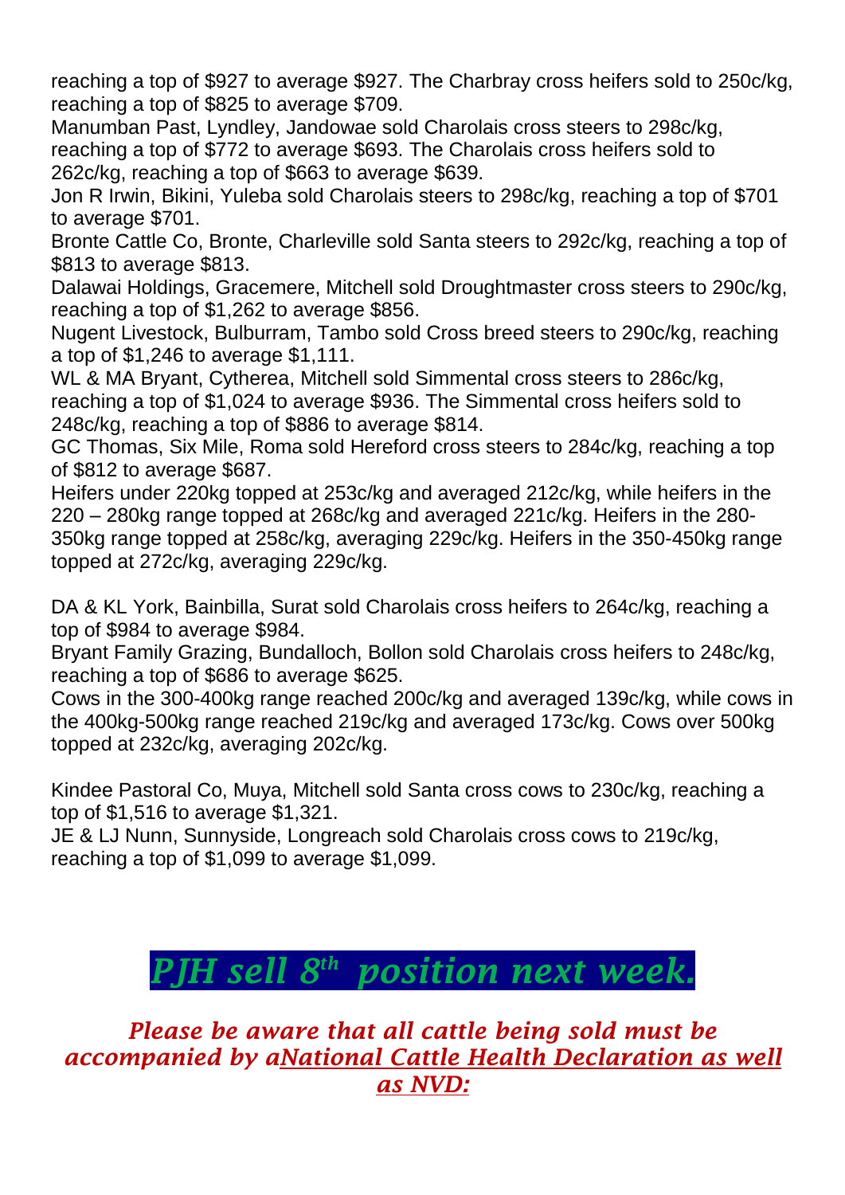reaching a top of $927 to average $927. The Charbray cross heifers sold to 250c/kg, reaching a top of $825 to average $709.

Manumban Past, Lyndley, Jandowae sold Charolais cross steers to 298c/kg, reaching a top of $772 to average $693. The Charolais cross heifers sold to 262c/kg, reaching a top of $663 to average $639.

Jon R Irwin, Bikini, Yuleba sold Charolais steers to 298c/kg, reaching a top of $701 to average $701.

Bronte Cattle Co, Bronte, Charleville sold Santa steers to 292c/kg, reaching a top of $813 to average $813.

Dalawai Holdings, Gracemere, Mitchell sold Droughtmaster cross steers to 290c/kg, reaching a top of $1,262 to average $856.

Nugent Livestock, Bulburram, Tambo sold Cross breed steers to 290c/kg, reaching a top of $1,246 to average $1,111.

WL & MA Bryant, Cytherea, Mitchell sold Simmental cross steers to 286c/kg, reaching a top of $1,024 to average $936. The Simmental cross heifers sold to 248c/kg, reaching a top of $886 to average $814.

GC Thomas, Six Mile, Roma sold Hereford cross steers to 284c/kg, reaching a top of $812 to average $687.

Heifers under 220kg topped at 253c/kg and averaged 212c/kg, while heifers in the 220 – 280kg range topped at 268c/kg and averaged 221c/kg. Heifers in the 280-350kg range topped at 258c/kg, averaging 229c/kg. Heifers in the 350-450kg range topped at 272c/kg, averaging 229c/kg.

DA & KL York, Bainbilla, Surat sold Charolais cross heifers to 264c/kg, reaching a top of $984 to average $984.

Bryant Family Grazing, Bundalloch, Bollon sold Charolais cross heifers to 248c/kg, reaching a top of $686 to average $625.

Cows in the 300-400kg range reached 200c/kg and averaged 139c/kg, while cows in the 400kg-500kg range reached 219c/kg and averaged 173c/kg. Cows over 500kg topped at 232c/kg, averaging 202c/kg.

Kindee Pastoral Co, Muya, Mitchell sold Santa cross cows to 230c/kg, reaching a top of $1,516 to average $1,321.

JE & LJ Nunn, Sunnyside, Longreach sold Charolais cross cows to 219c/kg, reaching a top of $1,099 to average $1,099.

# *PJH sell 8th position next week.*

***Please be aware that all cattle being sold must be accompanied by aNational Cattle Health Declaration as well as NVD:***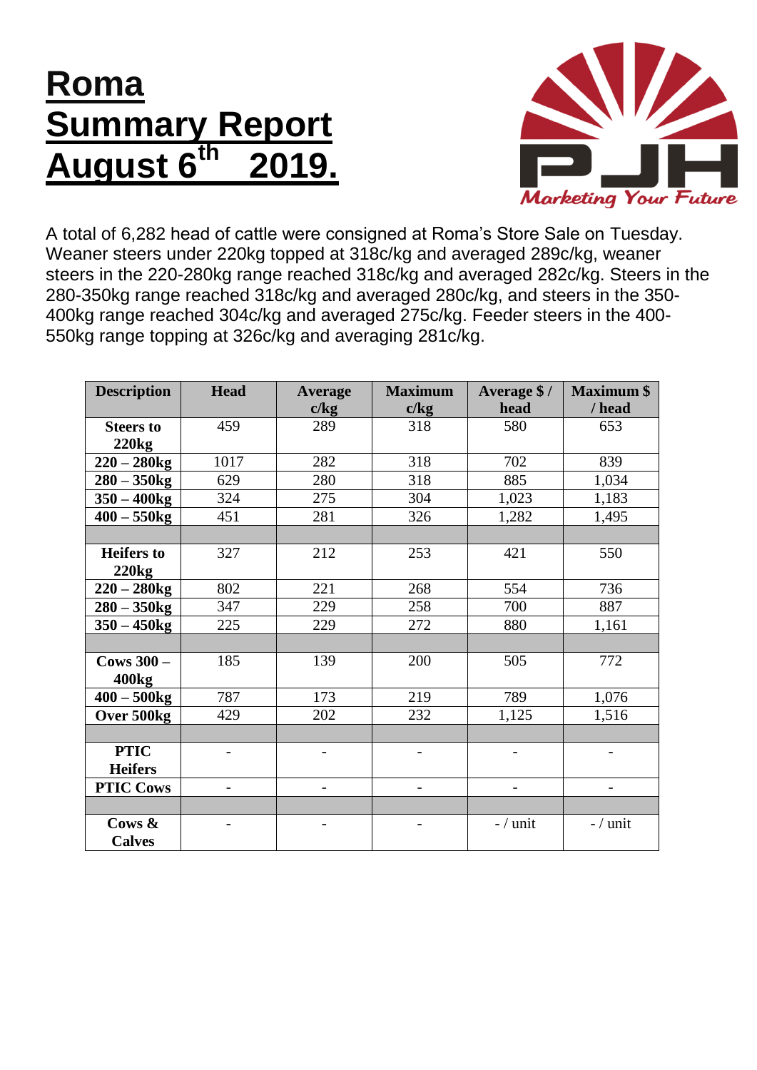# Roma Summary Report August 6th 2019.

Marketing Your Future

A total of 6,282 head of cattle were consigned at Roma's Store Sale on Tuesday. Weaner steers under 220kg topped at 318c/kg and averaged 289c/kg, weaner steers in the 220-280kg range reached 318c/kg and averaged 282c/kg. Steers in the 280-350kg range reached 318c/kg and averaged 280c/kg, and steers in the 350-400kg range reached 304c/kg and averaged 275c/kg. Feeder steers in the 400-550kg range topping at 326c/kg and averaging 281c/kg.

| Description | Head | Average c/kg | Maximum c/kg | Average $ / head | Maximum $ / head |
|---|---|---|---|---|---|
| **Steers to 220kg** | 459 | 289 | 318 | 580 | 653 |
| **220 – 280kg** | 1017 | 282 | 318 | 702 | 839 |
| **280 – 350kg** | 629 | 280 | 318 | 885 | 1,034 |
| **350 – 400kg** | 324 | 275 | 304 | 1,023 | 1,183 |
| **400 – 550kg** | 451 | 281 | 326 | 1,282 | 1,495 |
| | | | | | |
| **Heifers to 220kg** | 327 | 212 | 253 | 421 | 550 |
| **220 – 280kg** | 802 | 221 | 268 | 554 | 736 |
| **280 – 350kg** | 347 | 229 | 258 | 700 | 887 |
| **350 – 450kg** | 225 | 229 | 272 | 880 | 1,161 |
| | | | | | |
| **Cows 300 – 400kg** | 185 | 139 | 200 | 505 | 772 |
| **400 – 500kg** | 787 | 173 | 219 | 789 | 1,076 |
| **Over 500kg** | 429 | 202 | 232 | 1,125 | 1,516 |
| | | | | | |
| **PTIC Heifers** | - | - | - | - | - |
| **PTIC Cows** | - | - | - | - | - |
| | | | | | |
| **Cows & Calves** | - | - | - | - / unit | - / unit |